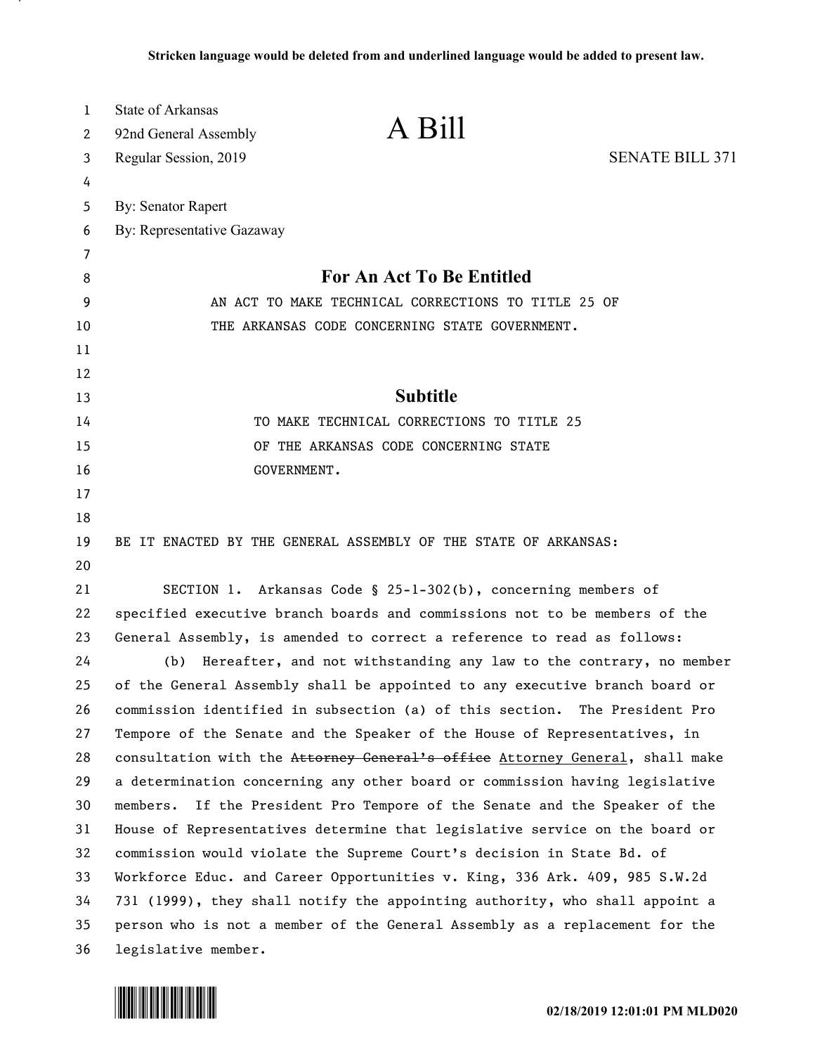**Stricken language would be deleted from and underlined language would be added to present law.**

State of Arkansas
92nd General Assembly
Regular Session, 2019

# A Bill

SENATE BILL 371

By: Senator Rapert
By: Representative Gazaway

## For An Act To Be Entitled

AN ACT TO MAKE TECHNICAL CORRECTIONS TO TITLE 25 OF THE ARKANSAS CODE CONCERNING STATE GOVERNMENT.

## Subtitle

TO MAKE TECHNICAL CORRECTIONS TO TITLE 25 OF THE ARKANSAS CODE CONCERNING STATE GOVERNMENT.

BE IT ENACTED BY THE GENERAL ASSEMBLY OF THE STATE OF ARKANSAS:

SECTION 1. Arkansas Code § 25-1-302(b), concerning members of specified executive branch boards and commissions not to be members of the General Assembly, is amended to correct a reference to read as follows:

(b) Hereafter, and not withstanding any law to the contrary, no member of the General Assembly shall be appointed to any executive branch board or commission identified in subsection (a) of this section. The President Pro Tempore of the Senate and the Speaker of the House of Representatives, in consultation with the ~~Attorney General's office~~ <u>Attorney General</u>, shall make a determination concerning any other board or commission having legislative members. If the President Pro Tempore of the Senate and the Speaker of the House of Representatives determine that legislative service on the board or commission would violate the Supreme Court's decision in State Bd. of Workforce Educ. and Career Opportunities v. King, 336 Ark. 409, 985 S.W.2d 731 (1999), they shall notify the appointing authority, who shall appoint a person who is not a member of the General Assembly as a replacement for the legislative member.

02/18/2019 12:01:01 PM MLD020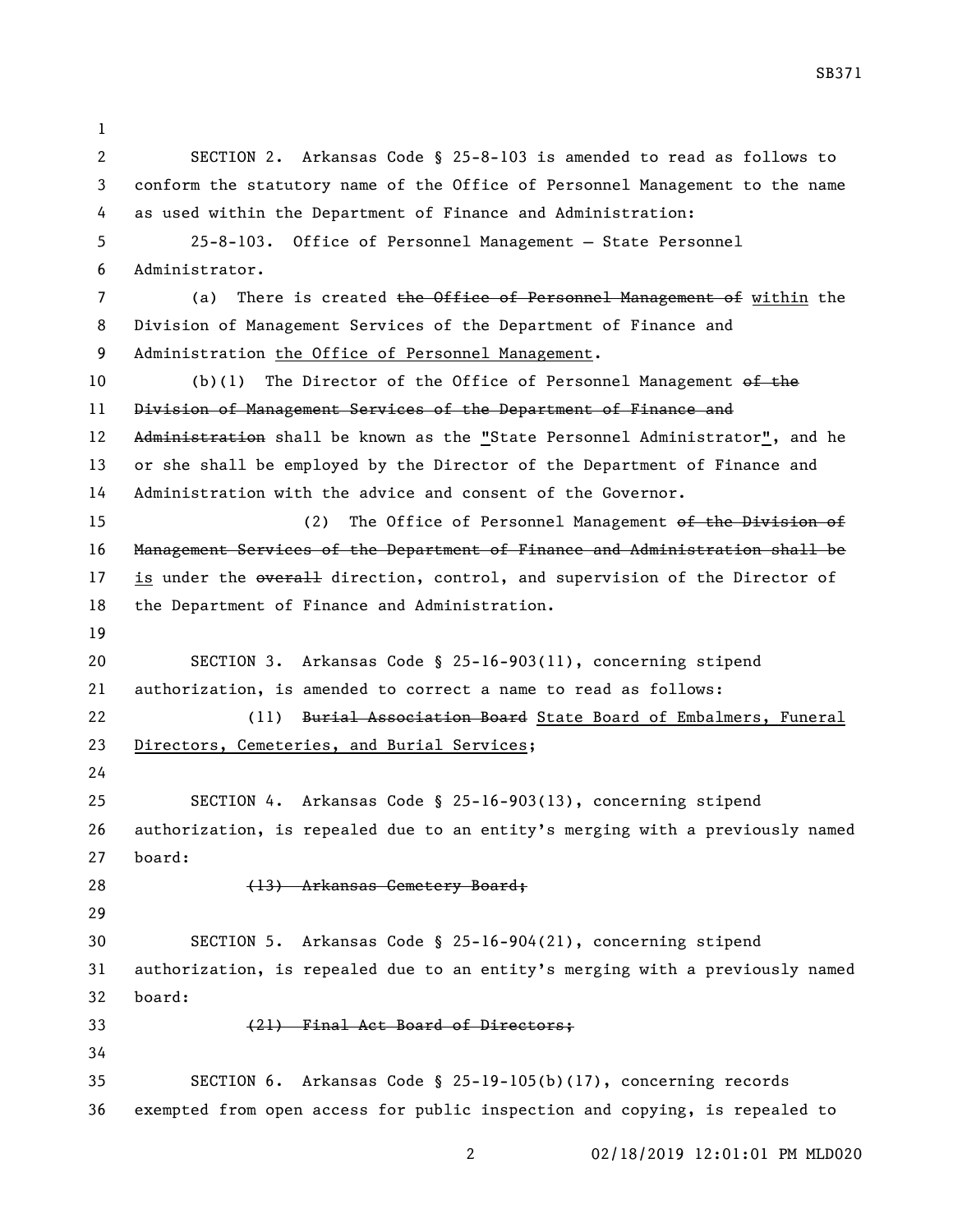SECTION 2. Arkansas Code § 25-8-103 is amended to read as follows to conform the statutory name of the Office of Personnel Management to the name as used within the Department of Finance and Administration:

25-8-103. Office of Personnel Management — State Personnel Administrator.

(a) There is created ~~the Office of Personnel Management of~~ within the Division of Management Services of the Department of Finance and Administration the Office of Personnel Management.

(b)(1) The Director of the Office of Personnel Management ~~of the Division of Management Services of the Department of Finance and Administration~~ shall be known as the "State Personnel Administrator", and he or she shall be employed by the Director of the Department of Finance and Administration with the advice and consent of the Governor.

(2) The Office of Personnel Management ~~of the Division of Management Services of the Department of Finance and Administration shall be~~ is under the ~~overall~~ direction, control, and supervision of the Director of the Department of Finance and Administration.

SECTION 3. Arkansas Code § 25-16-903(11), concerning stipend authorization, is amended to correct a name to read as follows:

(11) ~~Burial Association Board~~ State Board of Embalmers, Funeral Directors, Cemeteries, and Burial Services;

SECTION 4. Arkansas Code § 25-16-903(13), concerning stipend authorization, is repealed due to an entity's merging with a previously named board:

~~(13) Arkansas Cemetery Board;~~

SECTION 5. Arkansas Code § 25-16-904(21), concerning stipend authorization, is repealed due to an entity's merging with a previously named board:

~~(21) Final Act Board of Directors;~~

SECTION 6. Arkansas Code § 25-19-105(b)(17), concerning records exempted from open access for public inspection and copying, is repealed to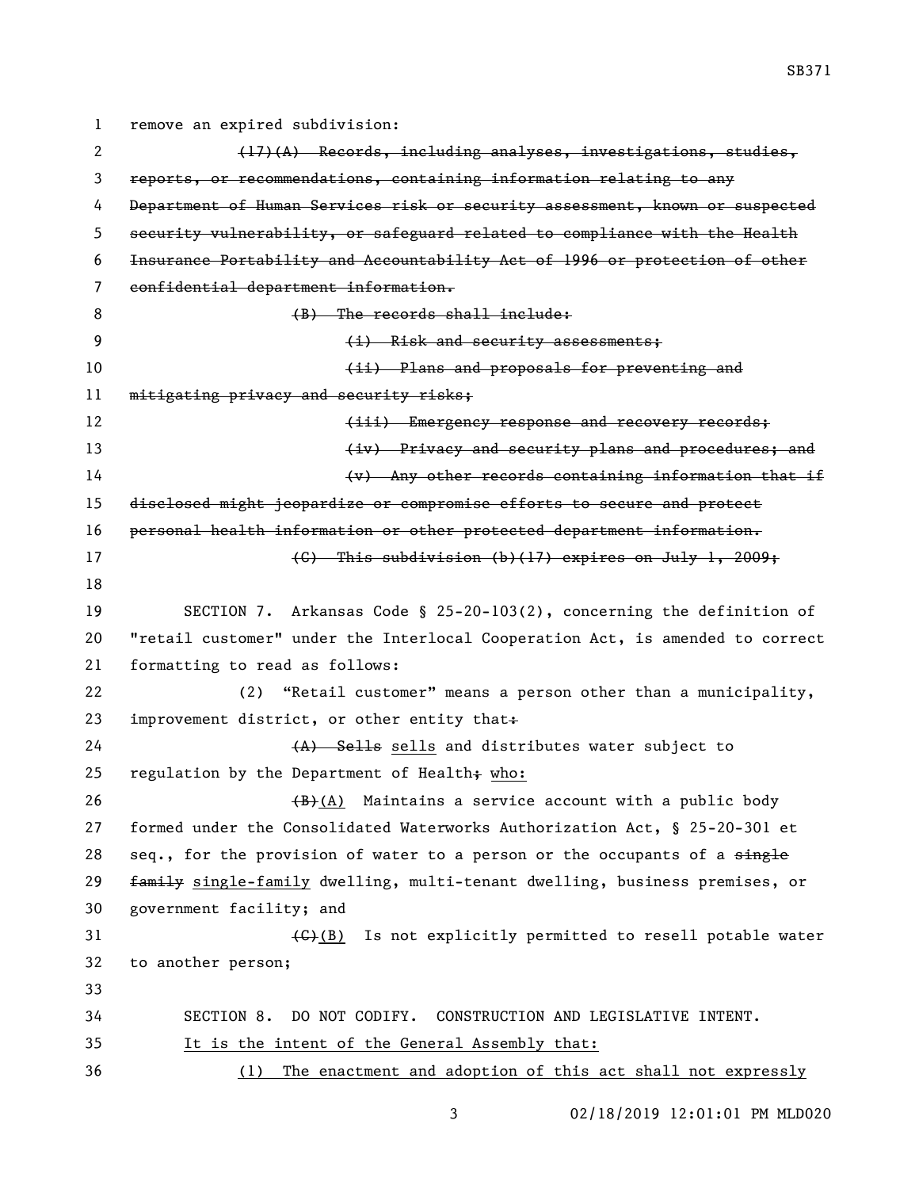remove an expired subdivision:

~~(17)(A) Records, including analyses, investigations, studies, reports, or recommendations, containing information relating to any Department of Human Services risk or security assessment, known or suspected security vulnerability, or safeguard related to compliance with the Health Insurance Portability and Accountability Act of 1996 or protection of other confidential department information.~~

~~(B) The records shall include:~~

~~(i) Risk and security assessments;~~

~~(ii) Plans and proposals for preventing and mitigating privacy and security risks;~~

~~(iii) Emergency response and recovery records;~~

~~(iv) Privacy and security plans and procedures; and~~

~~(v) Any other records containing information that if disclosed might jeopardize or compromise efforts to secure and protect personal health information or other protected department information.~~

~~(C) This subdivision (b)(17) expires on July 1, 2009;~~

SECTION 7. Arkansas Code § 25-20-103(2), concerning the definition of "retail customer" under the Interlocal Cooperation Act, is amended to correct formatting to read as follows:

(2) "Retail customer" means a person other than a municipality, improvement district, or other entity that~~:~~

~~(A) Sells~~ sells and distributes water subject to regulation by the Department of Health~~;~~ who:

~~(B)~~(A) Maintains a service account with a public body formed under the Consolidated Waterworks Authorization Act, § 25-20-301 et seq., for the provision of water to a person or the occupants of a ~~single family~~ single-family dwelling, multi-tenant dwelling, business premises, or government facility; and

~~(C)~~(B) Is not explicitly permitted to resell potable water to another person;

SECTION 8. DO NOT CODIFY. CONSTRUCTION AND LEGISLATIVE INTENT.

It is the intent of the General Assembly that:

(1) The enactment and adoption of this act shall not expressly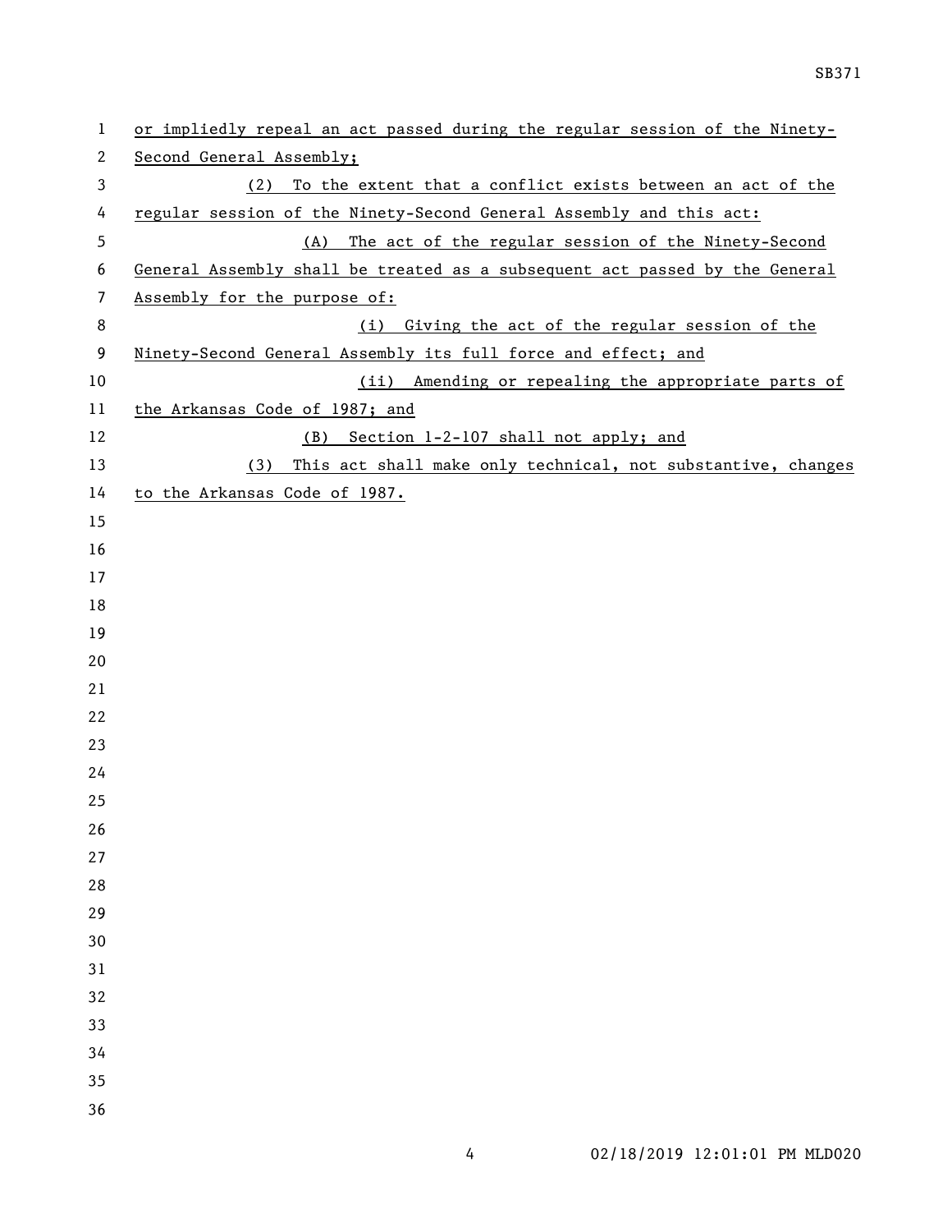or impliedly repeal an act passed during the regular session of the Ninety-Second General Assembly;

(2) To the extent that a conflict exists between an act of the regular session of the Ninety-Second General Assembly and this act:

(A) The act of the regular session of the Ninety-Second General Assembly shall be treated as a subsequent act passed by the General Assembly for the purpose of:

(i) Giving the act of the regular session of the Ninety-Second General Assembly its full force and effect; and

(ii) Amending or repealing the appropriate parts of the Arkansas Code of 1987; and

(B) Section 1-2-107 shall not apply; and

(3) This act shall make only technical, not substantive, changes to the Arkansas Code of 1987.